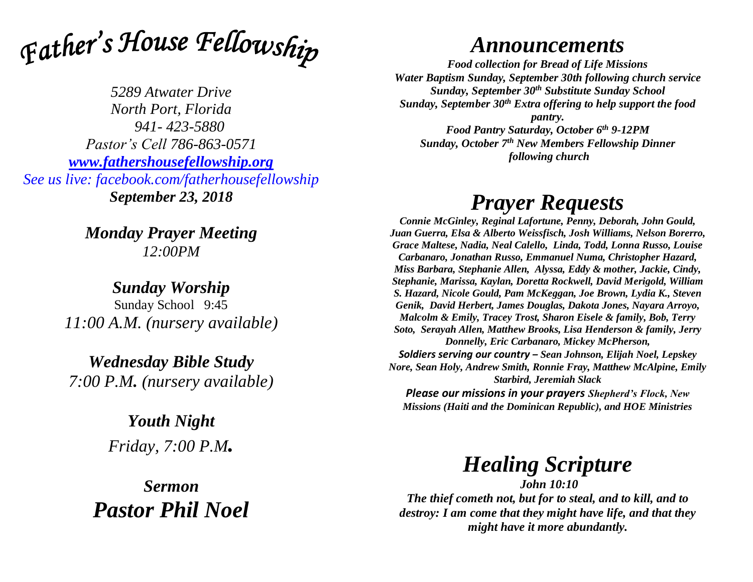# *Father's House Fellowship*

*5289 Atwater Drive*
*North Port, Florida*
*941- 423-5880*
*Pastor's Cell 786-863-0571*
*[www.fathershousefellowship.org](http://www.fathershousefellowship.org)*
*See us live: facebook.com/fatherhousefellowship*
***September 23, 2018***

***Monday Prayer Meeting***
*12:00PM*

***Sunday Worship***
Sunday School 9:45
*11:00 A.M. (nursery available)*

***Wednesday Bible Study***
*7:00 P.M. (nursery available)*

***Youth Night***
*Friday, 7:00 P.M.*

***Sermon***
***Pastor Phil Noel***

## *Announcements*

***Food collection for Bread of Life Missions***
***Water Baptism Sunday, September 30th following church service***
***Sunday, September 30th Substitute Sunday School***
***Sunday, September 30th Extra offering to help support the food pantry.***
***Food Pantry Saturday, October 6th 9-12PM***
***Sunday, October 7th New Members Fellowship Dinner following church***

## *Prayer Requests*

***Connie McGinley, Reginal Lafortune, Penny, Deborah, John Gould, Juan Guerra, Elsa & Alberto Weissfisch, Josh Williams, Nelson Borerro, Grace Maltese, Nadia, Neal Calello, Linda, Todd, Lonna Russo, Louise Carbanaro, Jonathan Russo, Emmanuel Numa, Christopher Hazard, Miss Barbara, Stephanie Allen, Alyssa, Eddy & mother, Jackie, Cindy, Stephanie, Marissa, Kaylan, Doretta Rockwell, David Merigold, William S. Hazard, Nicole Gould, Pam McKeggan, Joe Brown, Lydia K., Steven Genik, David Herbert, James Douglas, Dakota Jones, Nayara Arroyo, Malcolm & Emily, Tracey Trost, Sharon Eisele & family, Bob, Terry Soto, Serayah Allen, Matthew Brooks, Lisa Henderson & family, Jerry Donnelly, Eric Carbanaro, Mickey McPherson,***
***Soldiers serving our country – Sean Johnson, Elijah Noel, Lepskey Nore, Sean Holy, Andrew Smith, Ronnie Fray, Matthew McAlpine, Emily Starbird, Jeremiah Slack***
***Please our missions in your prayers Shepherd's Flock, New Missions (Haiti and the Dominican Republic), and HOE Ministries***

## *Healing Scripture*

***John 10:10***
***The thief cometh not, but for to steal, and to kill, and to destroy: I am come that they might have life, and that they might have it more abundantly.***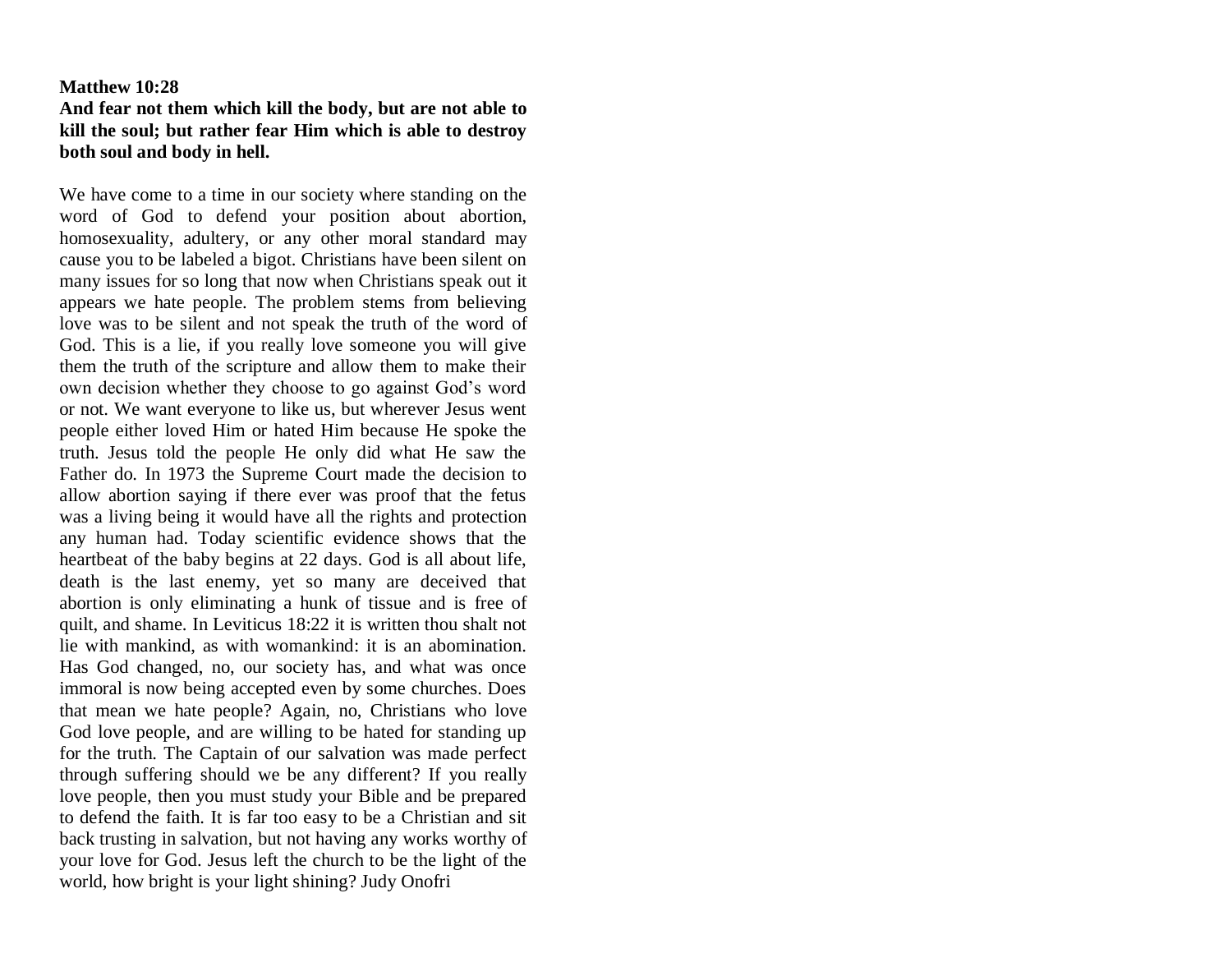**Matthew 10:28**
**And fear not them which kill the body, but are not able to kill the soul; but rather fear Him which is able to destroy both soul and body in hell.**

We have come to a time in our society where standing on the word of God to defend your position about abortion, homosexuality, adultery, or any other moral standard may cause you to be labeled a bigot. Christians have been silent on many issues for so long that now when Christians speak out it appears we hate people. The problem stems from believing love was to be silent and not speak the truth of the word of God. This is a lie, if you really love someone you will give them the truth of the scripture and allow them to make their own decision whether they choose to go against God's word or not. We want everyone to like us, but wherever Jesus went people either loved Him or hated Him because He spoke the truth. Jesus told the people He only did what He saw the Father do. In 1973 the Supreme Court made the decision to allow abortion saying if there ever was proof that the fetus was a living being it would have all the rights and protection any human had. Today scientific evidence shows that the heartbeat of the baby begins at 22 days. God is all about life, death is the last enemy, yet so many are deceived that abortion is only eliminating a hunk of tissue and is free of quilt, and shame. In Leviticus 18:22 it is written thou shalt not lie with mankind, as with womankind: it is an abomination. Has God changed, no, our society has, and what was once immoral is now being accepted even by some churches. Does that mean we hate people? Again, no, Christians who love God love people, and are willing to be hated for standing up for the truth. The Captain of our salvation was made perfect through suffering should we be any different? If you really love people, then you must study your Bible and be prepared to defend the faith. It is far too easy to be a Christian and sit back trusting in salvation, but not having any works worthy of your love for God. Jesus left the church to be the light of the world, how bright is your light shining? Judy Onofri